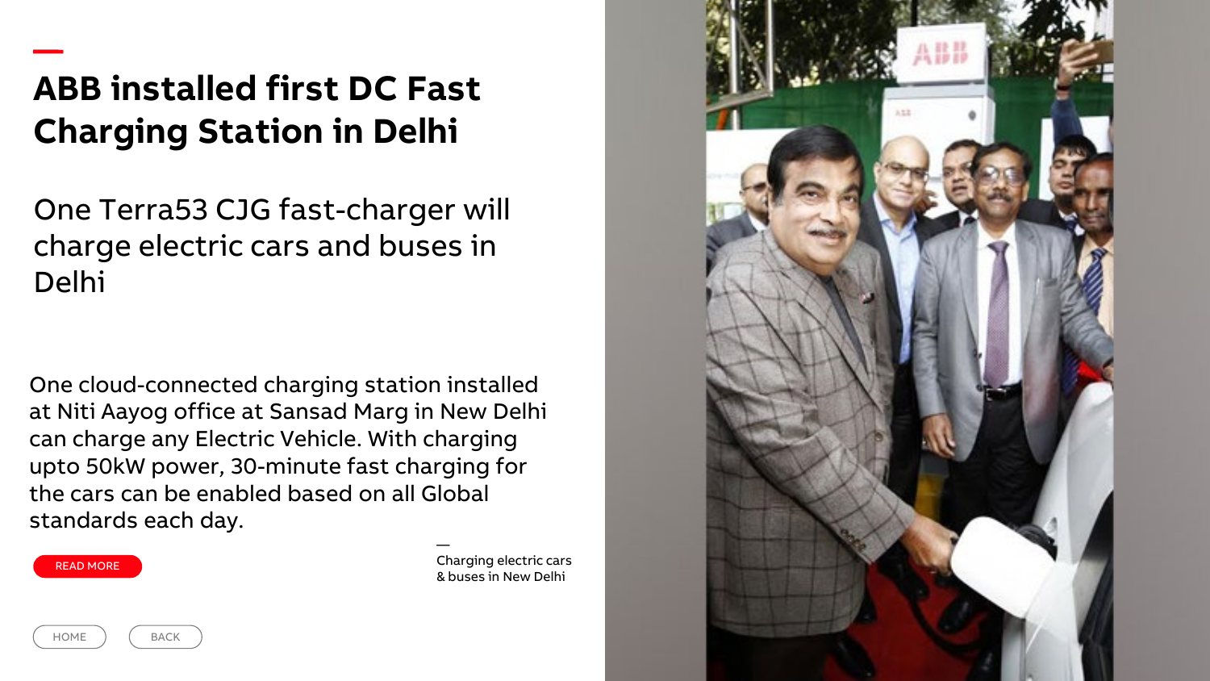# ABB installed first DC Fast Charging Station in Delhi

## One Terra53 CJG fast-charger will charge electric cars and buses in Delhi

One cloud-connected charging station installed at Niti Aayog office at Sansad Marg in New Delhi can charge any Electric Vehicle. With charging upto 50kW power, 30-minute fast charging for the cars can be enabled based on all Global standards each day.

READ MORE

—
Charging electric cars & buses in New Delhi

HOME BACK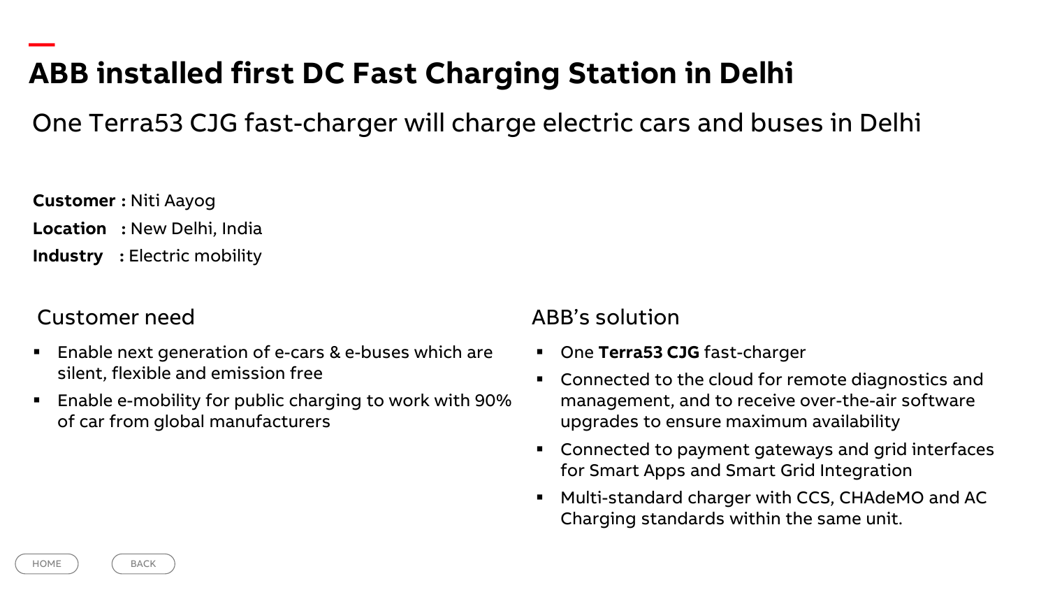# ABB installed first DC Fast Charging Station in Delhi

One Terra53 CJG fast-charger will charge electric cars and buses in Delhi

**Customer :** Niti Aayog
**Location :** New Delhi, India
**Industry :** Electric mobility

## Customer need

- Enable next generation of e-cars & e-buses which are silent, flexible and emission free
- Enable e-mobility for public charging to work with 90% of car from global manufacturers

## ABB's solution

- One **Terra53 CJG** fast-charger
- Connected to the cloud for remote diagnostics and management, and to receive over-the-air software upgrades to ensure maximum availability
- Connected to payment gateways and grid interfaces for Smart Apps and Smart Grid Integration
- Multi-standard charger with CCS, CHAdeMO and AC Charging standards within the same unit.

HOME BACK